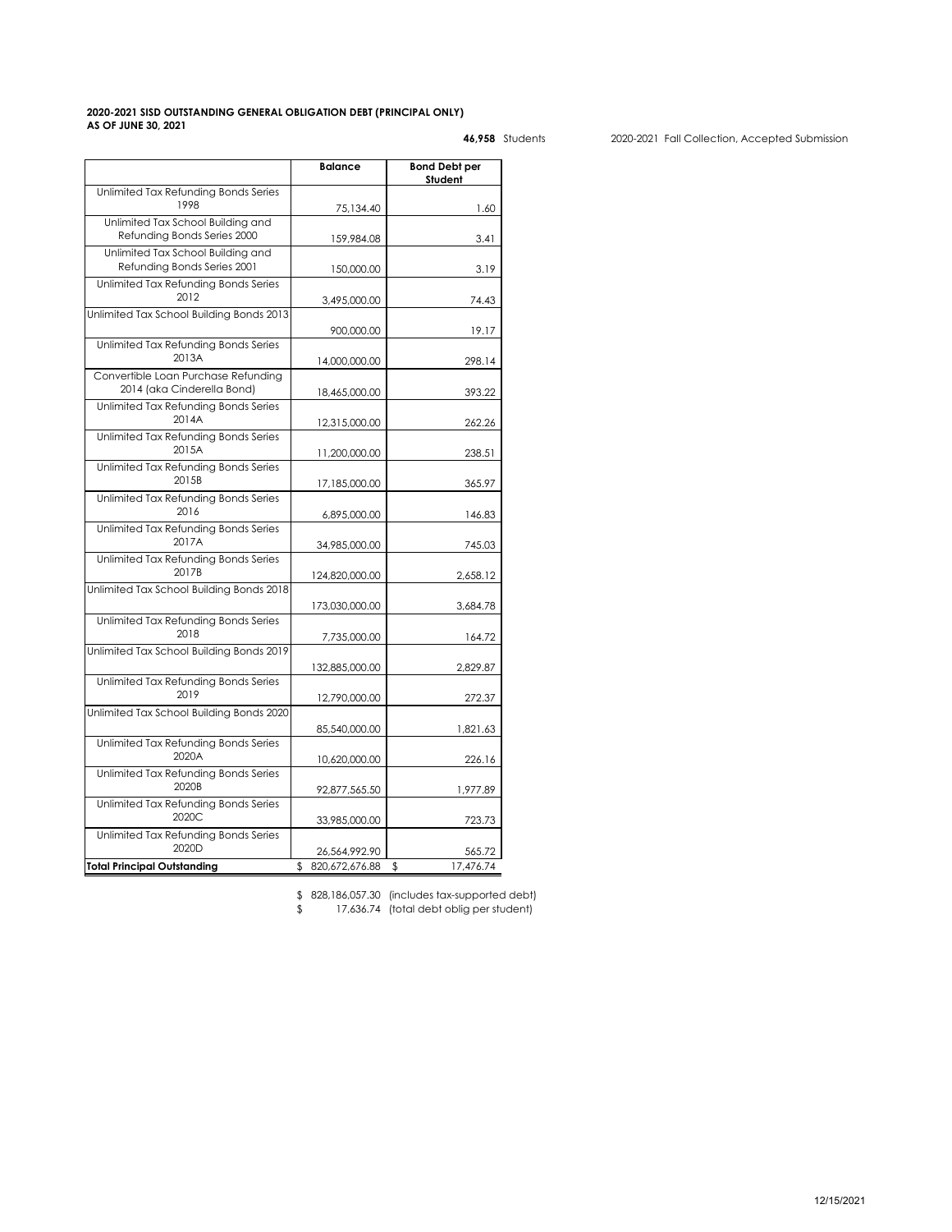**2020-2021 SISD OUTSTANDING GENERAL OBLIGATION DEBT (PRINCIPAL ONLY)**
**AS OF JUNE 30, 2021**

**46,958** Students    2020-2021 Fall Collection, Accepted Submission

| | Balance | Bond Debt per Student |
|---|---|---|
| Unlimited Tax Refunding Bonds Series 1998 | 75,134.40 | 1.60 |
| Unlimited Tax School Building and Refunding Bonds Series 2000 | 159,984.08 | 3.41 |
| Unlimited Tax School Building and Refunding Bonds Series 2001 | 150,000.00 | 3.19 |
| Unlimited Tax Refunding Bonds Series 2012 | 3,495,000.00 | 74.43 |
| Unlimited Tax School Building Bonds 2013 | 900,000.00 | 19.17 |
| Unlimited Tax Refunding Bonds Series 2013A | 14,000,000.00 | 298.14 |
| Convertible Loan Purchase Refunding 2014 (aka Cinderella Bond) | 18,465,000.00 | 393.22 |
| Unlimited Tax Refunding Bonds Series 2014A | 12,315,000.00 | 262.26 |
| Unlimited Tax Refunding Bonds Series 2015A | 11,200,000.00 | 238.51 |
| Unlimited Tax Refunding Bonds Series 2015B | 17,185,000.00 | 365.97 |
| Unlimited Tax Refunding Bonds Series 2016 | 6,895,000.00 | 146.83 |
| Unlimited Tax Refunding Bonds Series 2017A | 34,985,000.00 | 745.03 |
| Unlimited Tax Refunding Bonds Series 2017B | 124,820,000.00 | 2,658.12 |
| Unlimited Tax School Building Bonds 2018 | 173,030,000.00 | 3,684.78 |
| Unlimited Tax Refunding Bonds Series 2018 | 7,735,000.00 | 164.72 |
| Unlimited Tax School Building Bonds 2019 | 132,885,000.00 | 2,829.87 |
| Unlimited Tax Refunding Bonds Series 2019 | 12,790,000.00 | 272.37 |
| Unlimited Tax School Building Bonds 2020 | 85,540,000.00 | 1,821.63 |
| Unlimited Tax Refunding Bonds Series 2020A | 10,620,000.00 | 226.16 |
| Unlimited Tax Refunding Bonds Series 2020B | 92,877,565.50 | 1,977.89 |
| Unlimited Tax Refunding Bonds Series 2020C | 33,985,000.00 | 723.73 |
| Unlimited Tax Refunding Bonds Series 2020D | 26,564,992.90 | 565.72 |
| **Total Principal Outstanding** | $ 820,672,676.88 | $ 17,476.74 |

$ 828,186,057.30 (includes tax-supported debt)
$ 17,636.74 (total debt oblig per student)

12/15/2021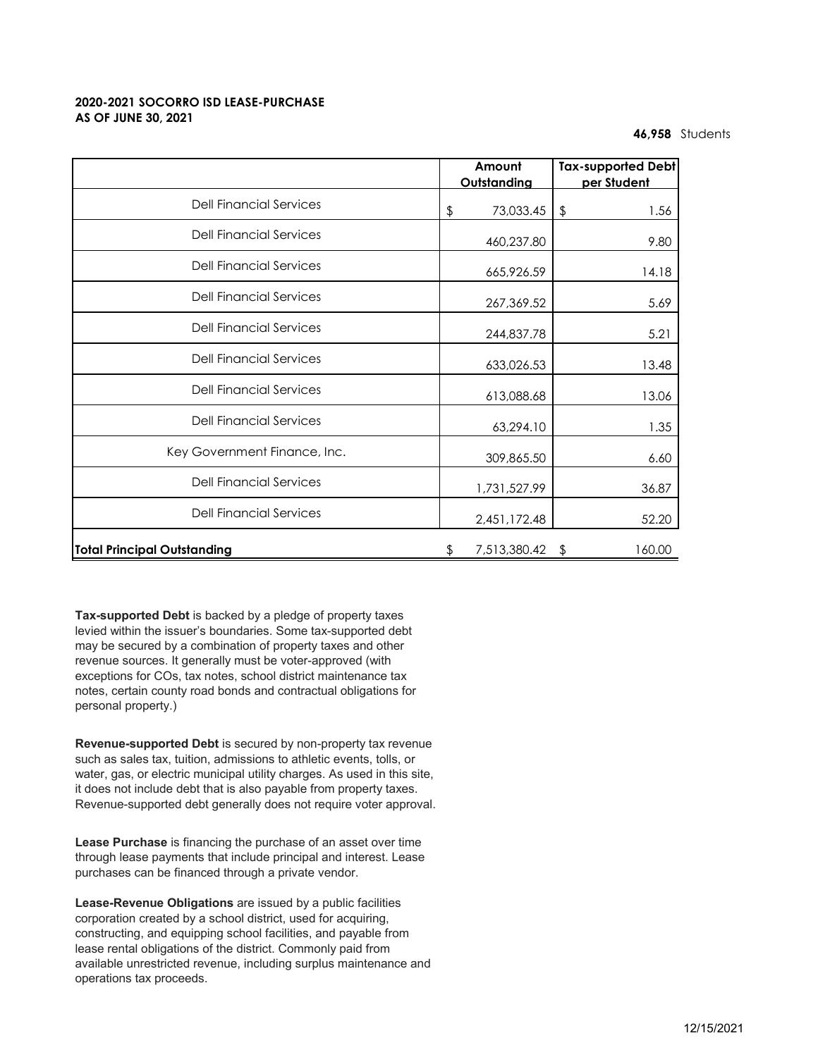**2020-2021 SOCORRO ISD LEASE-PURCHASE**
**AS OF JUNE 30, 2021**

**46,958** Students

| | Amount Outstanding | Tax-supported Debt per Student |
|---|---|---|
| Dell Financial Services | $ 73,033.45 | $ 1.56 |
| Dell Financial Services | 460,237.80 | 9.80 |
| Dell Financial Services | 665,926.59 | 14.18 |
| Dell Financial Services | 267,369.52 | 5.69 |
| Dell Financial Services | 244,837.78 | 5.21 |
| Dell Financial Services | 633,026.53 | 13.48 |
| Dell Financial Services | 613,088.68 | 13.06 |
| Dell Financial Services | 63,294.10 | 1.35 |
| Key Government Finance, Inc. | 309,865.50 | 6.60 |
| Dell Financial Services | 1,731,527.99 | 36.87 |
| Dell Financial Services | 2,451,172.48 | 52.20 |
| **Total Principal Outstanding** | $ 7,513,380.42 | $ 160.00 |

**Tax-supported Debt** is backed by a pledge of property taxes levied within the issuer's boundaries. Some tax-supported debt may be secured by a combination of property taxes and other revenue sources. It generally must be voter-approved (with exceptions for COs, tax notes, school district maintenance tax notes, certain county road bonds and contractual obligations for personal property.)

**Revenue-supported Debt** is secured by non-property tax revenue such as sales tax, tuition, admissions to athletic events, tolls, or water, gas, or electric municipal utility charges. As used in this site, it does not include debt that is also payable from property taxes. Revenue-supported debt generally does not require voter approval.

**Lease Purchase** is financing the purchase of an asset over time through lease payments that include principal and interest. Lease purchases can be financed through a private vendor.

**Lease-Revenue Obligations** are issued by a public facilities corporation created by a school district, used for acquiring, constructing, and equipping school facilities, and payable from lease rental obligations of the district. Commonly paid from available unrestricted revenue, including surplus maintenance and operations tax proceeds.

12/15/2021